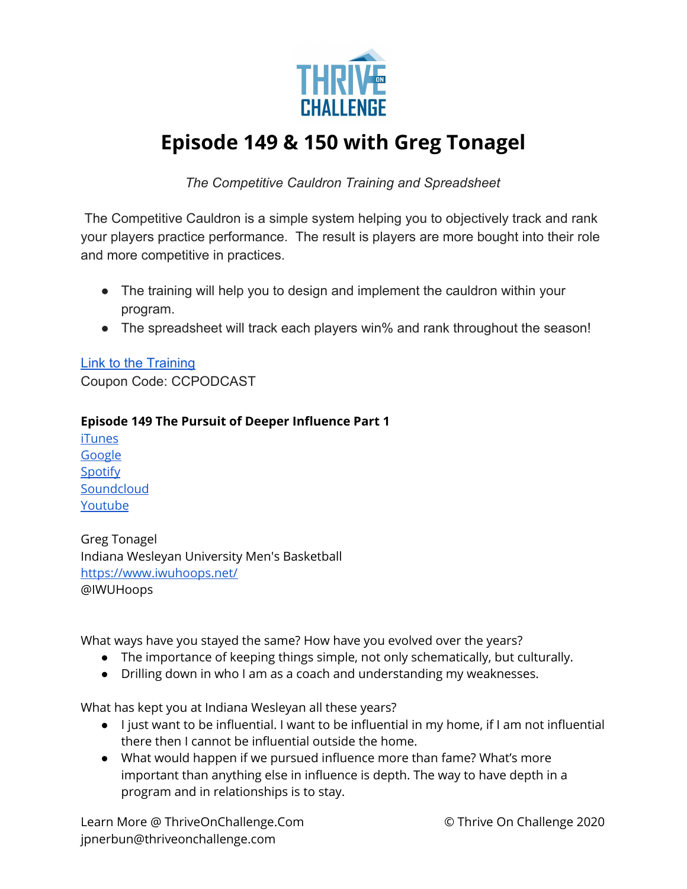# Episode 149 & 150 with Greg Tonagel

*The Competitive Cauldron Training and Spreadsheet*

The Competitive Cauldron is a simple system helping you to objectively track and rank your players practice performance. The result is players are more bought into their role and more competitive in practices.

- The training will help you to design and implement the cauldron within your program.
- The spreadsheet will track each players win% and rank throughout the season!

Link to the Training
Coupon Code: CCPODCAST

**Episode 149 The Pursuit of Deeper Influence Part 1**
iTunes
Google
Spotify
Soundcloud
Youtube

Greg Tonagel
Indiana Wesleyan University Men's Basketball
https://www.iwuhoops.net/
@IWUHoops

What ways have you stayed the same? How have you evolved over the years?

- The importance of keeping things simple, not only schematically, but culturally.
- Drilling down in who I am as a coach and understanding my weaknesses.

What has kept you at Indiana Wesleyan all these years?

- I just want to be influential. I want to be influential in my home, if I am not influential there then I cannot be influential outside the home.
- What would happen if we pursued influence more than fame? What's more important than anything else in influence is depth. The way to have depth in a program and in relationships is to stay.

Learn More @ ThriveOnChallenge.Com
jpnerbun@thriveonchallenge.com
© Thrive On Challenge 2020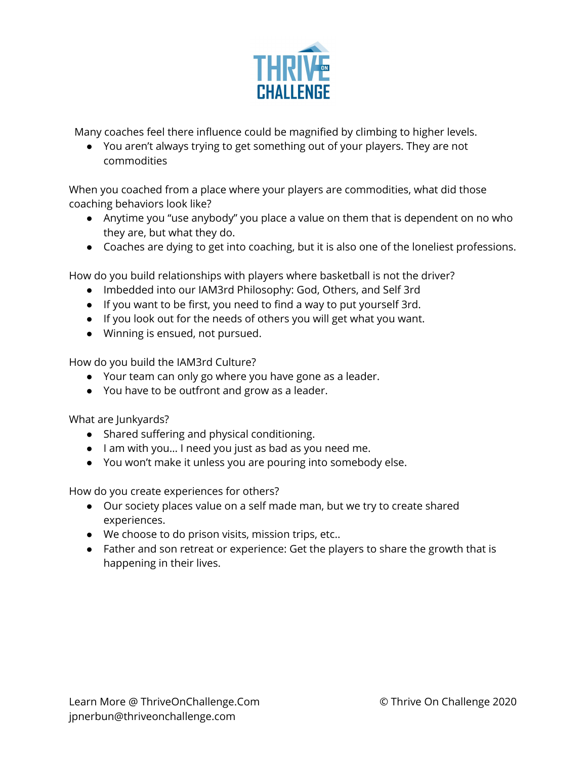Many coaches feel there influence could be magnified by climbing to higher levels.

- You aren't always trying to get something out of your players. They are not commodities

When you coached from a place where your players are commodities, what did those coaching behaviors look like?

- Anytime you "use anybody" you place a value on them that is dependent on no who they are, but what they do.
- Coaches are dying to get into coaching, but it is also one of the loneliest professions.

How do you build relationships with players where basketball is not the driver?

- Imbedded into our IAM3rd Philosophy: God, Others, and Self 3rd
- If you want to be first, you need to find a way to put yourself 3rd.
- If you look out for the needs of others you will get what you want.
- Winning is ensued, not pursued.

How do you build the IAM3rd Culture?

- Your team can only go where you have gone as a leader.
- You have to be outfront and grow as a leader.

What are Junkyards?

- Shared suffering and physical conditioning.
- I am with you… I need you just as bad as you need me.
- You won't make it unless you are pouring into somebody else.

How do you create experiences for others?

- Our society places value on a self made man, but we try to create shared experiences.
- We choose to do prison visits, mission trips, etc..
- Father and son retreat or experience: Get the players to share the growth that is happening in their lives.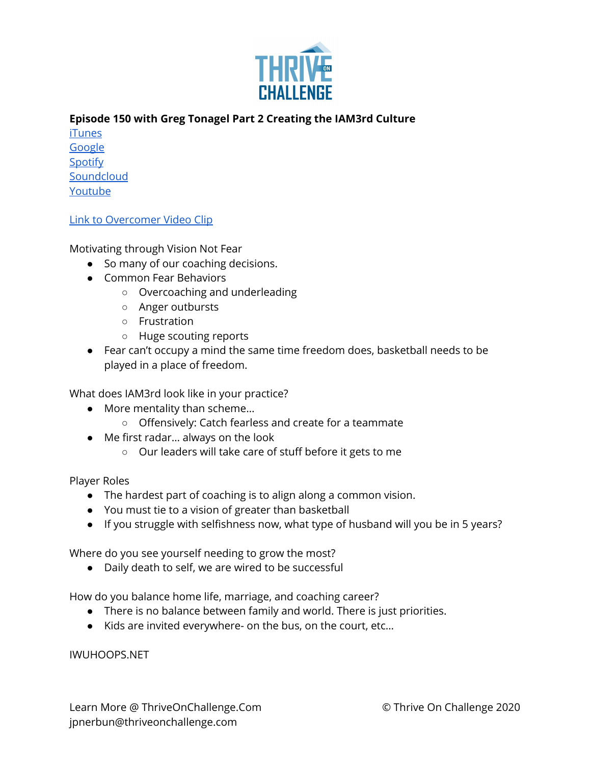**Episode 150 with Greg Tonagel Part 2 Creating the IAM3rd Culture**

iTunes
Google
Spotify
Soundcloud
Youtube

Link to Overcomer Video Clip

Motivating through Vision Not Fear

- So many of our coaching decisions.
- Common Fear Behaviors
    - Overcoaching and underleading
    - Anger outbursts
    - Frustration
    - Huge scouting reports
- Fear can't occupy a mind the same time freedom does, basketball needs to be played in a place of freedom.

What does IAM3rd look like in your practice?

- More mentality than scheme…
    - Offensively: Catch fearless and create for a teammate
- Me first radar… always on the look
    - Our leaders will take care of stuff before it gets to me

Player Roles

- The hardest part of coaching is to align along a common vision.
- You must tie to a vision of greater than basketball
- If you struggle with selfishness now, what type of husband will you be in 5 years?

Where do you see yourself needing to grow the most?

- Daily death to self, we are wired to be successful

How do you balance home life, marriage, and coaching career?

- There is no balance between family and world. There is just priorities.
- Kids are invited everywhere- on the bus, on the court, etc…

IWUHOOPS.NET

Learn More @ ThriveOnChallenge.Com
jpnerbun@thriveonchallenge.com

© Thrive On Challenge 2020